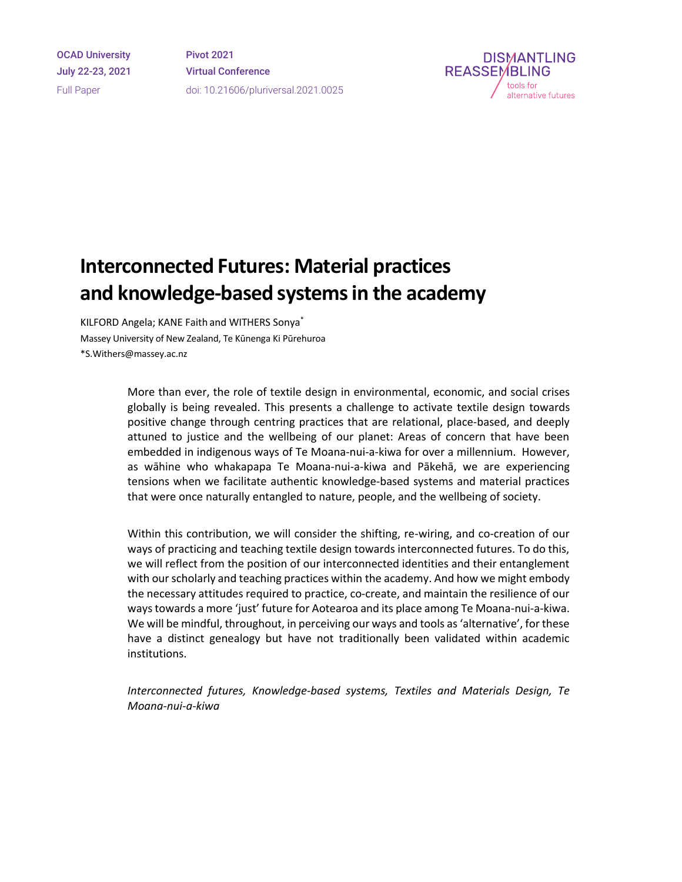OCAD University
July 22-23, 2021
Full Paper

Pivot 2021
Virtual Conference
doi: 10.21606/pluriversal.2021.0025

DISMANTLING
REASSEMBLING
tools for alternative futures

# Interconnected Futures: Material practices and knowledge-based systems in the academy

KILFORD Angela; KANE Faith and WITHERS Sonya*

Massey University of New Zealand, Te Kūnenga Ki Pūrehuroa

*S.Withers@massey.ac.nz

More than ever, the role of textile design in environmental, economic, and social crises globally is being revealed. This presents a challenge to activate textile design towards positive change through centring practices that are relational, place-based, and deeply attuned to justice and the wellbeing of our planet: Areas of concern that have been embedded in indigenous ways of Te Moana-nui-a-kiwa for over a millennium. However, as wāhine who whakapapa Te Moana-nui-a-kiwa and Pākehā, we are experiencing tensions when we facilitate authentic knowledge-based systems and material practices that were once naturally entangled to nature, people, and the wellbeing of society.

Within this contribution, we will consider the shifting, re-wiring, and co-creation of our ways of practicing and teaching textile design towards interconnected futures. To do this, we will reflect from the position of our interconnected identities and their entanglement with our scholarly and teaching practices within the academy. And how we might embody the necessary attitudes required to practice, co-create, and maintain the resilience of our ways towards a more 'just' future for Aotearoa and its place among Te Moana-nui-a-kiwa. We will be mindful, throughout, in perceiving our ways and tools as 'alternative', for these have a distinct genealogy but have not traditionally been validated within academic institutions.

*Interconnected futures, Knowledge-based systems, Textiles and Materials Design, Te Moana-nui-a-kiwa*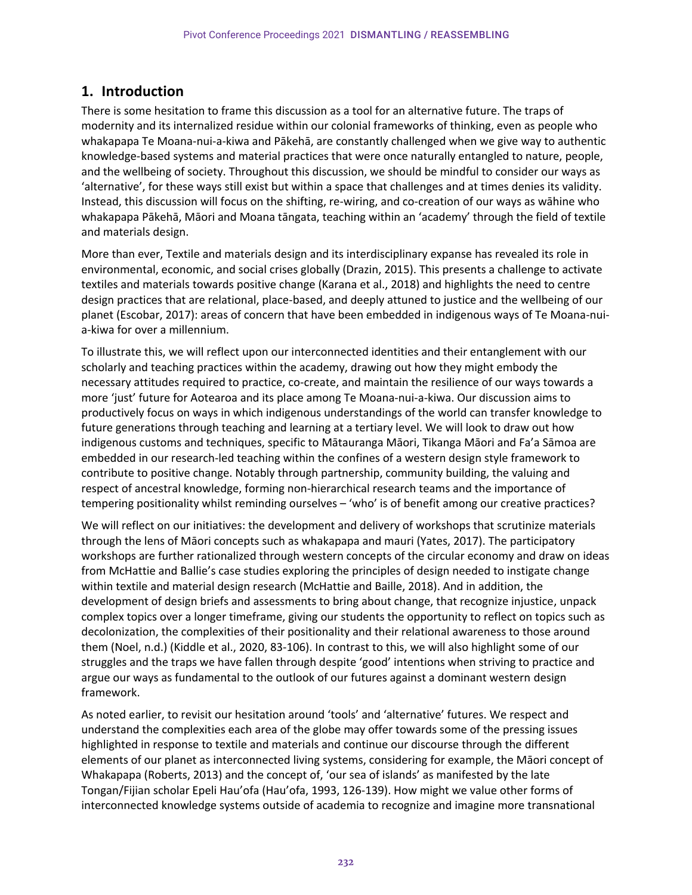## 1. Introduction

There is some hesitation to frame this discussion as a tool for an alternative future. The traps of modernity and its internalized residue within our colonial frameworks of thinking, even as people who whakapapa Te Moana-nui-a-kiwa and Pākehā, are constantly challenged when we give way to authentic knowledge-based systems and material practices that were once naturally entangled to nature, people, and the wellbeing of society. Throughout this discussion, we should be mindful to consider our ways as 'alternative', for these ways still exist but within a space that challenges and at times denies its validity. Instead, this discussion will focus on the shifting, re-wiring, and co-creation of our ways as wāhine who whakapapa Pākehā, Māori and Moana tāngata, teaching within an 'academy' through the field of textile and materials design.

More than ever, Textile and materials design and its interdisciplinary expanse has revealed its role in environmental, economic, and social crises globally (Drazin, 2015). This presents a challenge to activate textiles and materials towards positive change (Karana et al., 2018) and highlights the need to centre design practices that are relational, place-based, and deeply attuned to justice and the wellbeing of our planet (Escobar, 2017): areas of concern that have been embedded in indigenous ways of Te Moana-nui-a-kiwa for over a millennium.

To illustrate this, we will reflect upon our interconnected identities and their entanglement with our scholarly and teaching practices within the academy, drawing out how they might embody the necessary attitudes required to practice, co-create, and maintain the resilience of our ways towards a more 'just' future for Aotearoa and its place among Te Moana-nui-a-kiwa. Our discussion aims to productively focus on ways in which indigenous understandings of the world can transfer knowledge to future generations through teaching and learning at a tertiary level. We will look to draw out how indigenous customs and techniques, specific to Mātauranga Māori, Tikanga Māori and Fa'a Sāmoa are embedded in our research-led teaching within the confines of a western design style framework to contribute to positive change. Notably through partnership, community building, the valuing and respect of ancestral knowledge, forming non-hierarchical research teams and the importance of tempering positionality whilst reminding ourselves – 'who' is of benefit among our creative practices?

We will reflect on our initiatives: the development and delivery of workshops that scrutinize materials through the lens of Māori concepts such as whakapapa and mauri (Yates, 2017). The participatory workshops are further rationalized through western concepts of the circular economy and draw on ideas from McHattie and Ballie's case studies exploring the principles of design needed to instigate change within textile and material design research (McHattie and Baille, 2018). And in addition, the development of design briefs and assessments to bring about change, that recognize injustice, unpack complex topics over a longer timeframe, giving our students the opportunity to reflect on topics such as decolonization, the complexities of their positionality and their relational awareness to those around them (Noel, n.d.) (Kiddle et al., 2020, 83-106). In contrast to this, we will also highlight some of our struggles and the traps we have fallen through despite 'good' intentions when striving to practice and argue our ways as fundamental to the outlook of our futures against a dominant western design framework.

As noted earlier, to revisit our hesitation around 'tools' and 'alternative' futures. We respect and understand the complexities each area of the globe may offer towards some of the pressing issues highlighted in response to textile and materials and continue our discourse through the different elements of our planet as interconnected living systems, considering for example, the Māori concept of Whakapapa (Roberts, 2013) and the concept of, 'our sea of islands' as manifested by the late Tongan/Fijian scholar Epeli Hau'ofa (Hau'ofa, 1993, 126-139). How might we value other forms of interconnected knowledge systems outside of academia to recognize and imagine more transnational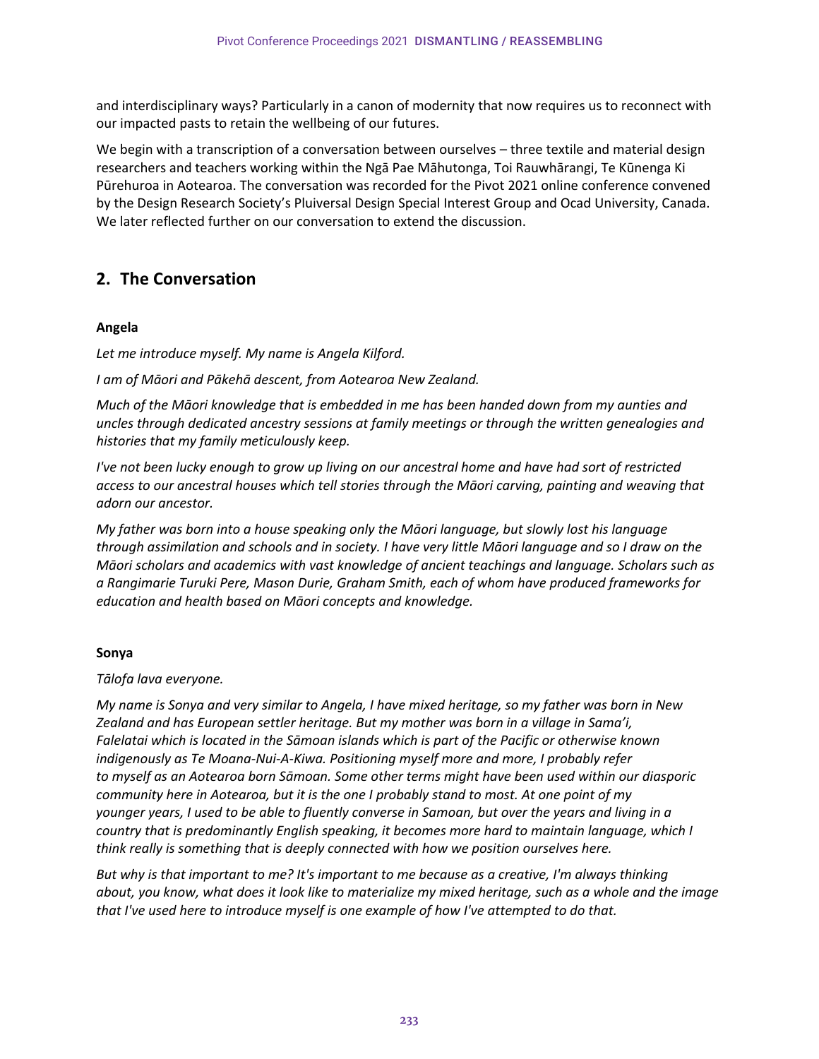and interdisciplinary ways? Particularly in a canon of modernity that now requires us to reconnect with our impacted pasts to retain the wellbeing of our futures.

We begin with a transcription of a conversation between ourselves – three textile and material design researchers and teachers working within the Ngā Pae Māhutonga, Toi Rauwhārangi, Te Kūnenga Ki Pūrehuroa in Aotearoa. The conversation was recorded for the Pivot 2021 online conference convened by the Design Research Society's Pluiversal Design Special Interest Group and Ocad University, Canada. We later reflected further on our conversation to extend the discussion.

## 2. The Conversation

**Angela**

*Let me introduce myself. My name is Angela Kilford.*

*I am of Māori and Pākehā descent, from Aotearoa New Zealand.*

*Much of the Māori knowledge that is embedded in me has been handed down from my aunties and uncles through dedicated ancestry sessions at family meetings or through the written genealogies and histories that my family meticulously keep.*

*I've not been lucky enough to grow up living on our ancestral home and have had sort of restricted access to our ancestral houses which tell stories through the Māori carving, painting and weaving that adorn our ancestor.*

*My father was born into a house speaking only the Māori language, but slowly lost his language through assimilation and schools and in society. I have very little Māori language and so I draw on the Māori scholars and academics with vast knowledge of ancient teachings and language. Scholars such as a Rangimarie Turuki Pere, Mason Durie, Graham Smith, each of whom have produced frameworks for education and health based on Māori concepts and knowledge.*

**Sonya**

*Tālofa lava everyone.*

*My name is Sonya and very similar to Angela, I have mixed heritage, so my father was born in New Zealand and has European settler heritage. But my mother was born in a village in Sama'i, Falelatai which is located in the Sāmoan islands which is part of the Pacific or otherwise known indigenously as Te Moana-Nui-A-Kiwa. Positioning myself more and more, I probably refer to myself as an Aotearoa born Sāmoan. Some other terms might have been used within our diasporic community here in Aotearoa, but it is the one I probably stand to most. At one point of my younger years, I used to be able to fluently converse in Samoan, but over the years and living in a country that is predominantly English speaking, it becomes more hard to maintain language, which I think really is something that is deeply connected with how we position ourselves here.*

*But why is that important to me? It's important to me because as a creative, I'm always thinking about, you know, what does it look like to materialize my mixed heritage, such as a whole and the image that I've used here to introduce myself is one example of how I've attempted to do that.*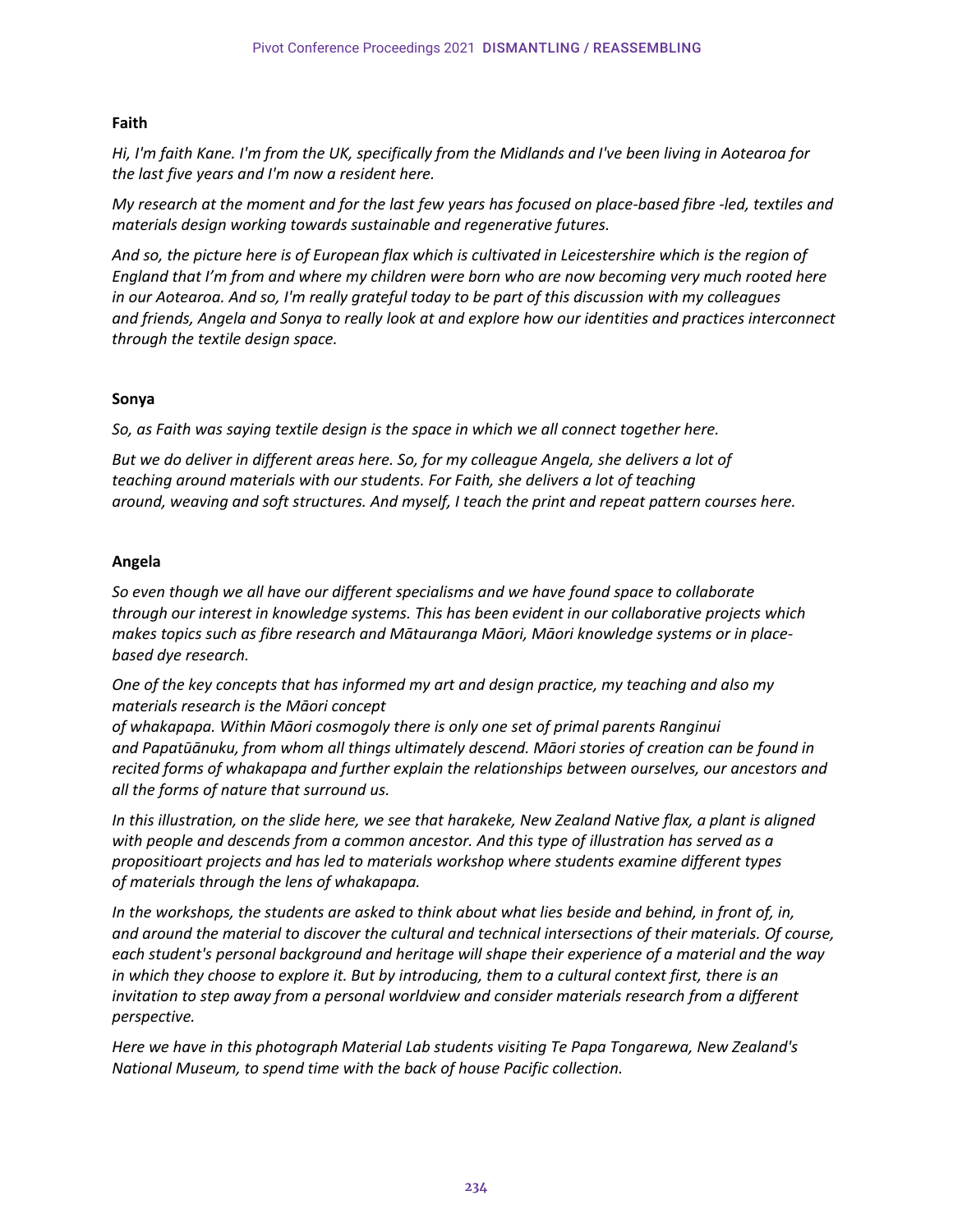**Faith**

*Hi, I'm faith Kane. I'm from the UK, specifically from the Midlands and I've been living in Aotearoa for the last five years and I'm now a resident here.*

*My research at the moment and for the last few years has focused on place-based fibre -led, textiles and materials design working towards sustainable and regenerative futures.*

*And so, the picture here is of European flax which is cultivated in Leicestershire which is the region of England that I'm from and where my children were born who are now becoming very much rooted here in our Aotearoa. And so, I'm really grateful today to be part of this discussion with my colleagues and friends, Angela and Sonya to really look at and explore how our identities and practices interconnect through the textile design space.*

**Sonya**

*So, as Faith was saying textile design is the space in which we all connect together here.*

*But we do deliver in different areas here. So, for my colleague Angela, she delivers a lot of teaching around materials with our students. For Faith, she delivers a lot of teaching around, weaving and soft structures. And myself, I teach the print and repeat pattern courses here.*

**Angela**

*So even though we all have our different specialisms and we have found space to collaborate through our interest in knowledge systems. This has been evident in our collaborative projects which makes topics such as fibre research and Mātauranga Māori, Māori knowledge systems or in place-based dye research.*

*One of the key concepts that has informed my art and design practice, my teaching and also my materials research is the Māori concept of whakapapa. Within Māori cosmogoly there is only one set of primal parents Ranginui and Papatūānuku, from whom all things ultimately descend. Māori stories of creation can be found in recited forms of whakapapa and further explain the relationships between ourselves, our ancestors and all the forms of nature that surround us.*

*In this illustration, on the slide here, we see that harakeke, New Zealand Native flax, a plant is aligned with people and descends from a common ancestor. And this type of illustration has served as a propositioart projects and has led to materials workshop where students examine different types of materials through the lens of whakapapa.*

*In the workshops, the students are asked to think about what lies beside and behind, in front of, in, and around the material to discover the cultural and technical intersections of their materials. Of course, each student's personal background and heritage will shape their experience of a material and the way in which they choose to explore it. But by introducing, them to a cultural context first, there is an invitation to step away from a personal worldview and consider materials research from a different perspective.*

*Here we have in this photograph Material Lab students visiting Te Papa Tongarewa, New Zealand's National Museum, to spend time with the back of house Pacific collection.*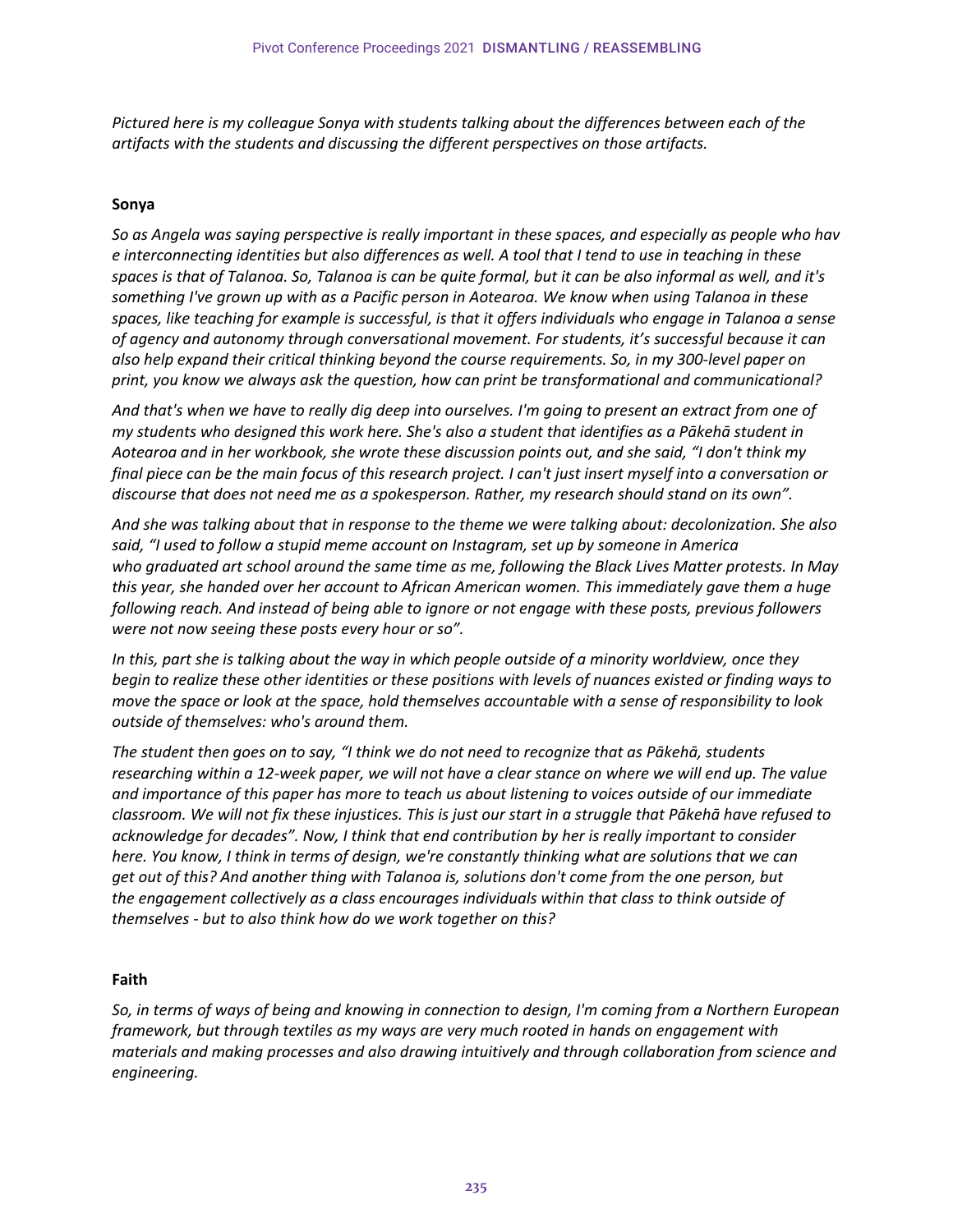*Pictured here is my colleague Sonya with students talking about the differences between each of the artifacts with the students and discussing the different perspectives on those artifacts.*

**Sonya**

*So as Angela was saying perspective is really important in these spaces, and especially as people who hav e interconnecting identities but also differences as well. A tool that I tend to use in teaching in these spaces is that of Talanoa. So, Talanoa is can be quite formal, but it can be also informal as well, and it's something I've grown up with as a Pacific person in Aotearoa. We know when using Talanoa in these spaces, like teaching for example is successful, is that it offers individuals who engage in Talanoa a sense of agency and autonomy through conversational movement. For students, it's successful because it can also help expand their critical thinking beyond the course requirements. So, in my 300-level paper on print, you know we always ask the question, how can print be transformational and communicational?*

*And that's when we have to really dig deep into ourselves. I'm going to present an extract from one of my students who designed this work here. She's also a student that identifies as a Pākehā student in Aotearoa and in her workbook, she wrote these discussion points out, and she said, "I don't think my final piece can be the main focus of this research project. I can't just insert myself into a conversation or discourse that does not need me as a spokesperson. Rather, my research should stand on its own".*

*And she was talking about that in response to the theme we were talking about: decolonization. She also said, "I used to follow a stupid meme account on Instagram, set up by someone in America who graduated art school around the same time as me, following the Black Lives Matter protests. In May this year, she handed over her account to African American women. This immediately gave them a huge following reach. And instead of being able to ignore or not engage with these posts, previous followers were not now seeing these posts every hour or so".*

*In this, part she is talking about the way in which people outside of a minority worldview, once they begin to realize these other identities or these positions with levels of nuances existed or finding ways to move the space or look at the space, hold themselves accountable with a sense of responsibility to look outside of themselves: who's around them.*

*The student then goes on to say, "I think we do not need to recognize that as Pākehā, students researching within a 12-week paper, we will not have a clear stance on where we will end up. The value and importance of this paper has more to teach us about listening to voices outside of our immediate classroom. We will not fix these injustices. This is just our start in a struggle that Pākehā have refused to acknowledge for decades". Now, I think that end contribution by her is really important to consider here. You know, I think in terms of design, we're constantly thinking what are solutions that we can get out of this? And another thing with Talanoa is, solutions don't come from the one person, but the engagement collectively as a class encourages individuals within that class to think outside of themselves - but to also think how do we work together on this?*

**Faith**

*So, in terms of ways of being and knowing in connection to design, I'm coming from a Northern European framework, but through textiles as my ways are very much rooted in hands on engagement with materials and making processes and also drawing intuitively and through collaboration from science and engineering.*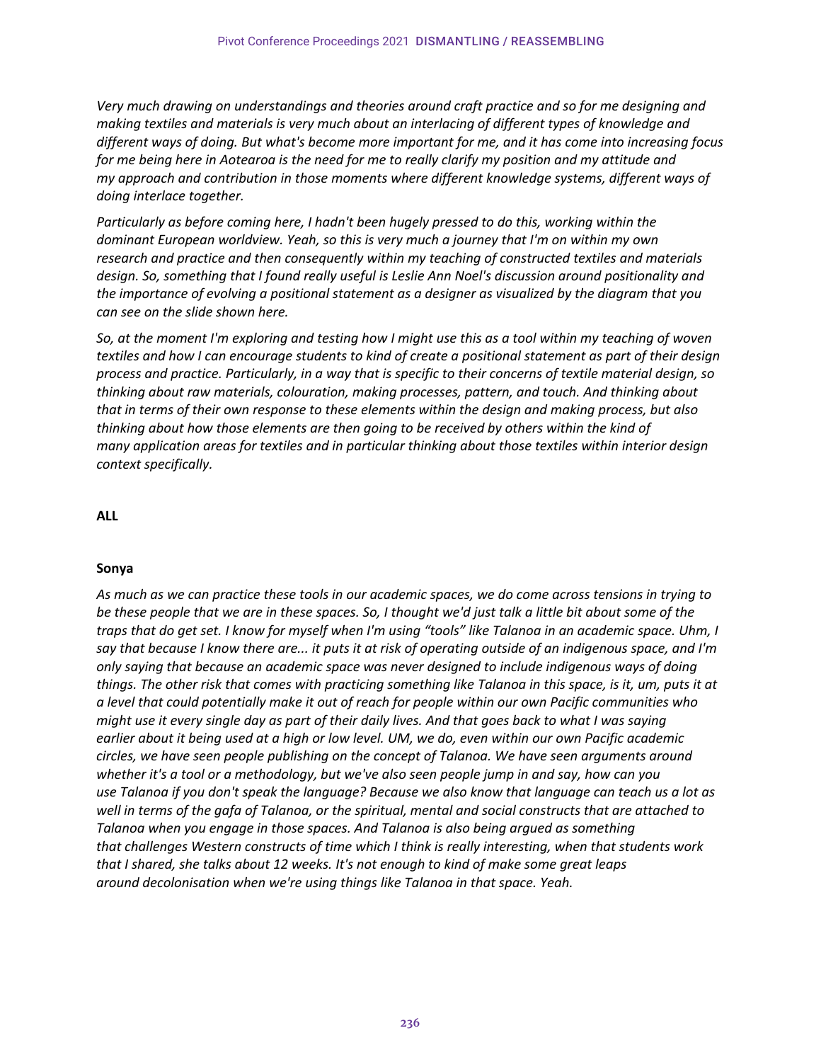*Very much drawing on understandings and theories around craft practice and so for me designing and making textiles and materials is very much about an interlacing of different types of knowledge and different ways of doing. But what's become more important for me, and it has come into increasing focus for me being here in Aotearoa is the need for me to really clarify my position and my attitude and my approach and contribution in those moments where different knowledge systems, different ways of doing interlace together.*

*Particularly as before coming here, I hadn't been hugely pressed to do this, working within the dominant European worldview. Yeah, so this is very much a journey that I'm on within my own research and practice and then consequently within my teaching of constructed textiles and materials design. So, something that I found really useful is Leslie Ann Noel's discussion around positionality and the importance of evolving a positional statement as a designer as visualized by the diagram that you can see on the slide shown here.*

*So, at the moment I'm exploring and testing how I might use this as a tool within my teaching of woven textiles and how I can encourage students to kind of create a positional statement as part of their design process and practice. Particularly, in a way that is specific to their concerns of textile material design, so thinking about raw materials, colouration, making processes, pattern, and touch. And thinking about that in terms of their own response to these elements within the design and making process, but also thinking about how those elements are then going to be received by others within the kind of many application areas for textiles and in particular thinking about those textiles within interior design context specifically.*

**ALL**

**Sonya**

*As much as we can practice these tools in our academic spaces, we do come across tensions in trying to be these people that we are in these spaces. So, I thought we'd just talk a little bit about some of the traps that do get set. I know for myself when I'm using "tools" like Talanoa in an academic space. Uhm, I say that because I know there are... it puts it at risk of operating outside of an indigenous space, and I'm only saying that because an academic space was never designed to include indigenous ways of doing things. The other risk that comes with practicing something like Talanoa in this space, is it, um, puts it at a level that could potentially make it out of reach for people within our own Pacific communities who might use it every single day as part of their daily lives. And that goes back to what I was saying earlier about it being used at a high or low level. UM, we do, even within our own Pacific academic circles, we have seen people publishing on the concept of Talanoa. We have seen arguments around whether it's a tool or a methodology, but we've also seen people jump in and say, how can you use Talanoa if you don't speak the language? Because we also know that language can teach us a lot as well in terms of the gafa of Talanoa, or the spiritual, mental and social constructs that are attached to Talanoa when you engage in those spaces. And Talanoa is also being argued as something that challenges Western constructs of time which I think is really interesting, when that students work that I shared, she talks about 12 weeks. It's not enough to kind of make some great leaps around decolonisation when we're using things like Talanoa in that space. Yeah.*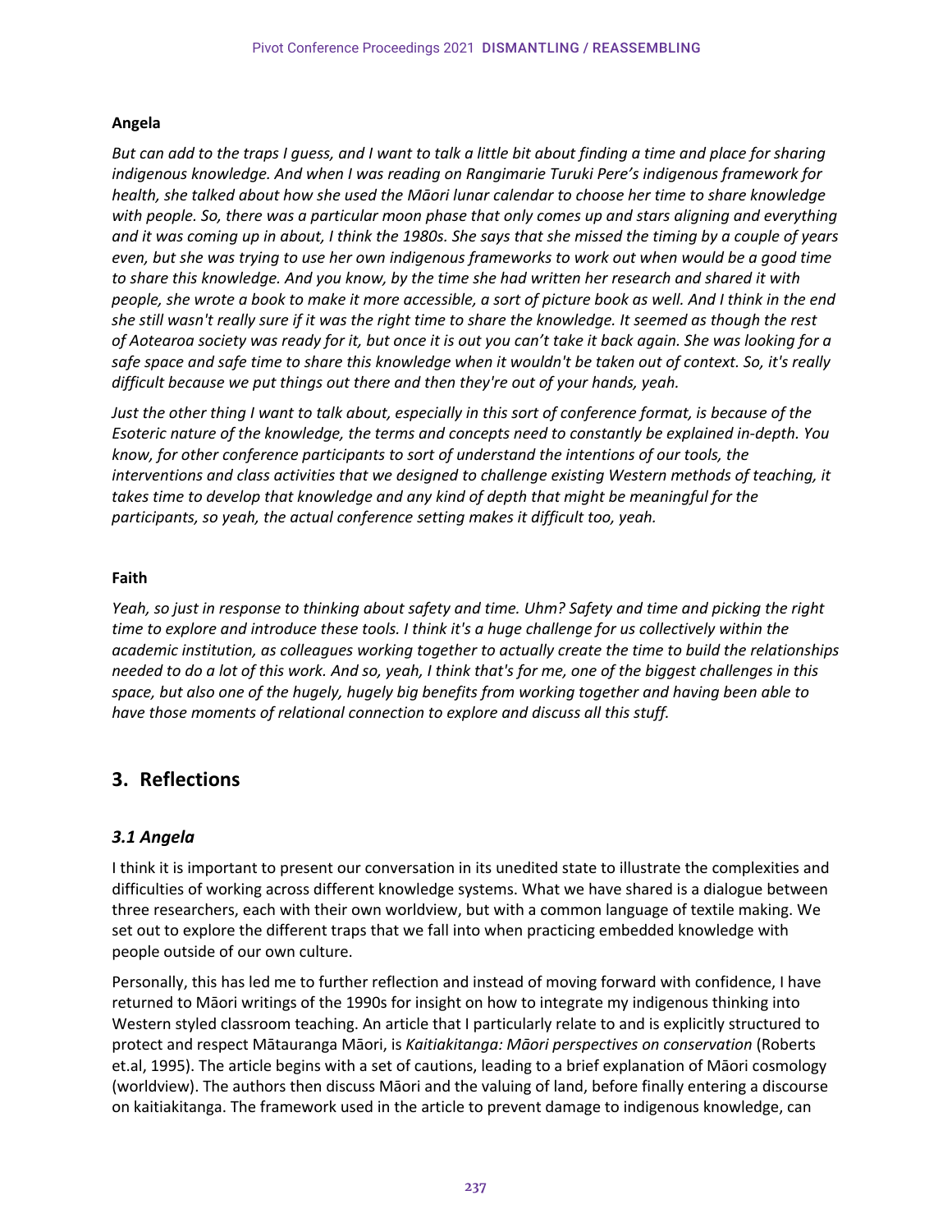**Angela**

*But can add to the traps I guess, and I want to talk a little bit about finding a time and place for sharing indigenous knowledge. And when I was reading on Rangimarie Turuki Pere's indigenous framework for health, she talked about how she used the Māori lunar calendar to choose her time to share knowledge with people. So, there was a particular moon phase that only comes up and stars aligning and everything and it was coming up in about, I think the 1980s. She says that she missed the timing by a couple of years even, but she was trying to use her own indigenous frameworks to work out when would be a good time to share this knowledge. And you know, by the time she had written her research and shared it with people, she wrote a book to make it more accessible, a sort of picture book as well. And I think in the end she still wasn't really sure if it was the right time to share the knowledge. It seemed as though the rest of Aotearoa society was ready for it, but once it is out you can't take it back again. She was looking for a safe space and safe time to share this knowledge when it wouldn't be taken out of context. So, it's really difficult because we put things out there and then they're out of your hands, yeah.*

*Just the other thing I want to talk about, especially in this sort of conference format, is because of the Esoteric nature of the knowledge, the terms and concepts need to constantly be explained in-depth. You know, for other conference participants to sort of understand the intentions of our tools, the interventions and class activities that we designed to challenge existing Western methods of teaching, it takes time to develop that knowledge and any kind of depth that might be meaningful for the participants, so yeah, the actual conference setting makes it difficult too, yeah.*

**Faith**

*Yeah, so just in response to thinking about safety and time. Uhm? Safety and time and picking the right time to explore and introduce these tools. I think it's a huge challenge for us collectively within the academic institution, as colleagues working together to actually create the time to build the relationships needed to do a lot of this work. And so, yeah, I think that's for me, one of the biggest challenges in this space, but also one of the hugely, hugely big benefits from working together and having been able to have those moments of relational connection to explore and discuss all this stuff.*

## 3. Reflections

### *3.1 Angela*

I think it is important to present our conversation in its unedited state to illustrate the complexities and difficulties of working across different knowledge systems. What we have shared is a dialogue between three researchers, each with their own worldview, but with a common language of textile making. We set out to explore the different traps that we fall into when practicing embedded knowledge with people outside of our own culture.

Personally, this has led me to further reflection and instead of moving forward with confidence, I have returned to Māori writings of the 1990s for insight on how to integrate my indigenous thinking into Western styled classroom teaching. An article that I particularly relate to and is explicitly structured to protect and respect Mātauranga Māori, is *Kaitiakitanga: Māori perspectives on conservation* (Roberts et.al, 1995). The article begins with a set of cautions, leading to a brief explanation of Māori cosmology (worldview). The authors then discuss Māori and the valuing of land, before finally entering a discourse on kaitiakitanga. The framework used in the article to prevent damage to indigenous knowledge, can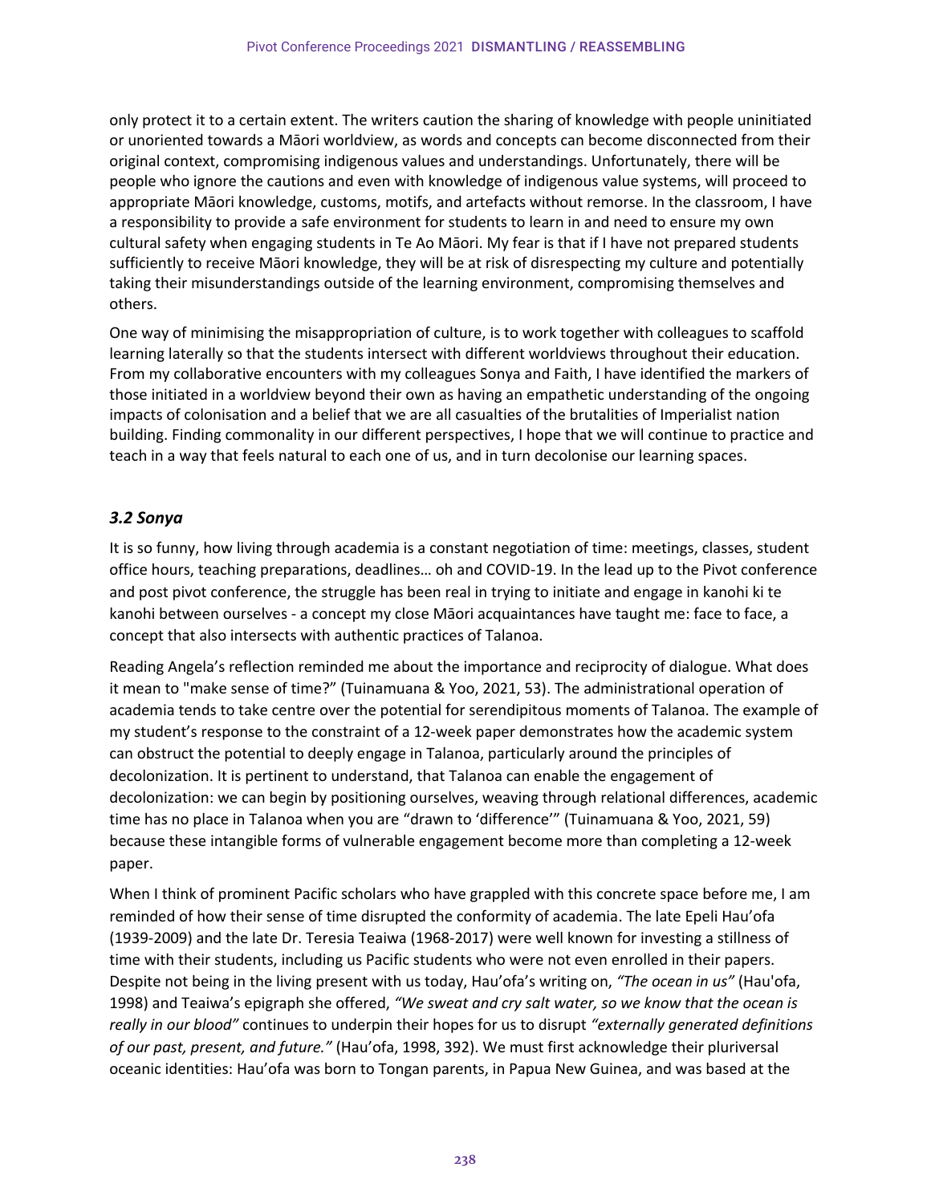only protect it to a certain extent. The writers caution the sharing of knowledge with people uninitiated or unoriented towards a Māori worldview, as words and concepts can become disconnected from their original context, compromising indigenous values and understandings. Unfortunately, there will be people who ignore the cautions and even with knowledge of indigenous value systems, will proceed to appropriate Māori knowledge, customs, motifs, and artefacts without remorse. In the classroom, I have a responsibility to provide a safe environment for students to learn in and need to ensure my own cultural safety when engaging students in Te Ao Māori. My fear is that if I have not prepared students sufficiently to receive Māori knowledge, they will be at risk of disrespecting my culture and potentially taking their misunderstandings outside of the learning environment, compromising themselves and others.

One way of minimising the misappropriation of culture, is to work together with colleagues to scaffold learning laterally so that the students intersect with different worldviews throughout their education. From my collaborative encounters with my colleagues Sonya and Faith, I have identified the markers of those initiated in a worldview beyond their own as having an empathetic understanding of the ongoing impacts of colonisation and a belief that we are all casualties of the brutalities of Imperialist nation building. Finding commonality in our different perspectives, I hope that we will continue to practice and teach in a way that feels natural to each one of us, and in turn decolonise our learning spaces.

### *3.2 Sonya*

It is so funny, how living through academia is a constant negotiation of time: meetings, classes, student office hours, teaching preparations, deadlines… oh and COVID-19. In the lead up to the Pivot conference and post pivot conference, the struggle has been real in trying to initiate and engage in kanohi ki te kanohi between ourselves - a concept my close Māori acquaintances have taught me: face to face, a concept that also intersects with authentic practices of Talanoa.

Reading Angela's reflection reminded me about the importance and reciprocity of dialogue. What does it mean to "make sense of time?" (Tuinamuana & Yoo, 2021, 53). The administrational operation of academia tends to take centre over the potential for serendipitous moments of Talanoa. The example of my student's response to the constraint of a 12-week paper demonstrates how the academic system can obstruct the potential to deeply engage in Talanoa, particularly around the principles of decolonization. It is pertinent to understand, that Talanoa can enable the engagement of decolonization: we can begin by positioning ourselves, weaving through relational differences, academic time has no place in Talanoa when you are "drawn to 'difference'" (Tuinamuana & Yoo, 2021, 59) because these intangible forms of vulnerable engagement become more than completing a 12-week paper.

When I think of prominent Pacific scholars who have grappled with this concrete space before me, I am reminded of how their sense of time disrupted the conformity of academia. The late Epeli Hau'ofa (1939-2009) and the late Dr. Teresia Teaiwa (1968-2017) were well known for investing a stillness of time with their students, including us Pacific students who were not even enrolled in their papers. Despite not being in the living present with us today, Hau'ofa's writing on, *"The ocean in us"* (Hau'ofa, 1998) and Teaiwa's epigraph she offered, *"We sweat and cry salt water, so we know that the ocean is really in our blood"* continues to underpin their hopes for us to disrupt *"externally generated definitions of our past, present, and future."* (Hau'ofa, 1998, 392). We must first acknowledge their pluriversal oceanic identities: Hau'ofa was born to Tongan parents, in Papua New Guinea, and was based at the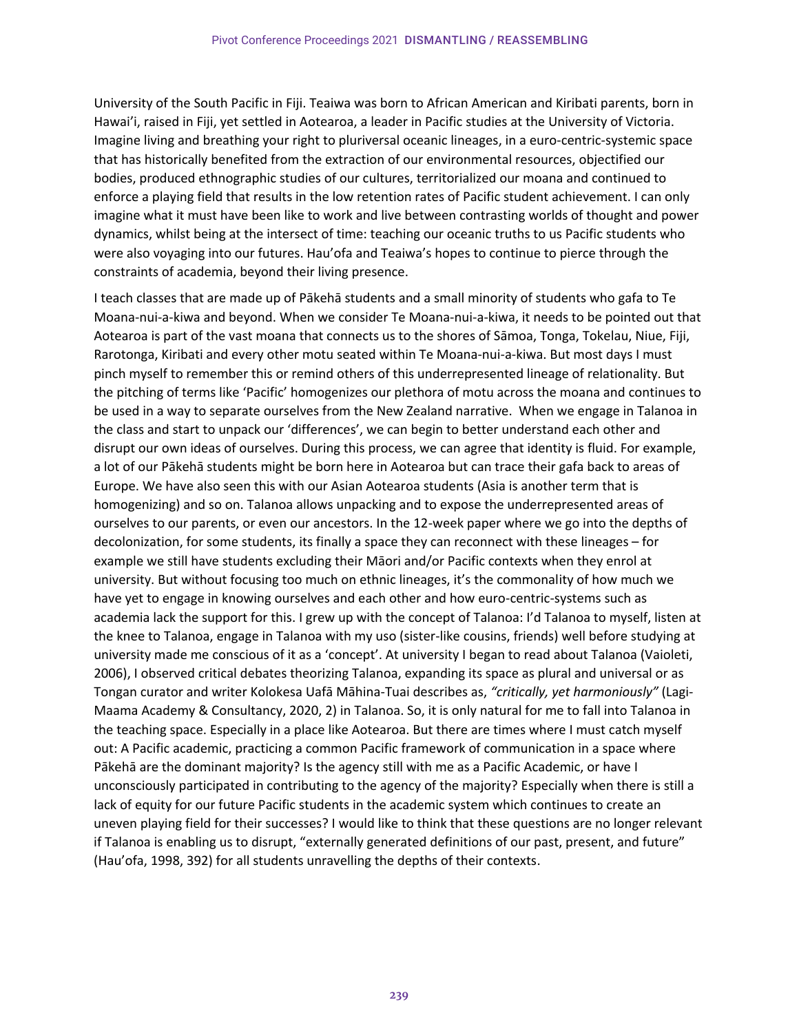University of the South Pacific in Fiji. Teaiwa was born to African American and Kiribati parents, born in Hawai'i, raised in Fiji, yet settled in Aotearoa, a leader in Pacific studies at the University of Victoria. Imagine living and breathing your right to pluriversal oceanic lineages, in a euro-centric-systemic space that has historically benefited from the extraction of our environmental resources, objectified our bodies, produced ethnographic studies of our cultures, territorialized our moana and continued to enforce a playing field that results in the low retention rates of Pacific student achievement. I can only imagine what it must have been like to work and live between contrasting worlds of thought and power dynamics, whilst being at the intersect of time: teaching our oceanic truths to us Pacific students who were also voyaging into our futures. Hau'ofa and Teaiwa's hopes to continue to pierce through the constraints of academia, beyond their living presence.

I teach classes that are made up of Pākehā students and a small minority of students who gafa to Te Moana-nui-a-kiwa and beyond. When we consider Te Moana-nui-a-kiwa, it needs to be pointed out that Aotearoa is part of the vast moana that connects us to the shores of Sāmoa, Tonga, Tokelau, Niue, Fiji, Rarotonga, Kiribati and every other motu seated within Te Moana-nui-a-kiwa. But most days I must pinch myself to remember this or remind others of this underrepresented lineage of relationality. But the pitching of terms like 'Pacific' homogenizes our plethora of motu across the moana and continues to be used in a way to separate ourselves from the New Zealand narrative. When we engage in Talanoa in the class and start to unpack our 'differences', we can begin to better understand each other and disrupt our own ideas of ourselves. During this process, we can agree that identity is fluid. For example, a lot of our Pākehā students might be born here in Aotearoa but can trace their gafa back to areas of Europe. We have also seen this with our Asian Aotearoa students (Asia is another term that is homogenizing) and so on. Talanoa allows unpacking and to expose the underrepresented areas of ourselves to our parents, or even our ancestors. In the 12-week paper where we go into the depths of decolonization, for some students, its finally a space they can reconnect with these lineages – for example we still have students excluding their Māori and/or Pacific contexts when they enrol at university. But without focusing too much on ethnic lineages, it's the commonality of how much we have yet to engage in knowing ourselves and each other and how euro-centric-systems such as academia lack the support for this. I grew up with the concept of Talanoa: I'd Talanoa to myself, listen at the knee to Talanoa, engage in Talanoa with my uso (sister-like cousins, friends) well before studying at university made me conscious of it as a 'concept'. At university I began to read about Talanoa (Vaioleti, 2006), I observed critical debates theorizing Talanoa, expanding its space as plural and universal or as Tongan curator and writer Kolokesa Uafā Māhina-Tuai describes as, *"critically, yet harmoniously"* (Lagi-Maama Academy & Consultancy, 2020, 2) in Talanoa. So, it is only natural for me to fall into Talanoa in the teaching space. Especially in a place like Aotearoa. But there are times where I must catch myself out: A Pacific academic, practicing a common Pacific framework of communication in a space where Pākehā are the dominant majority? Is the agency still with me as a Pacific Academic, or have I unconsciously participated in contributing to the agency of the majority? Especially when there is still a lack of equity for our future Pacific students in the academic system which continues to create an uneven playing field for their successes? I would like to think that these questions are no longer relevant if Talanoa is enabling us to disrupt, "externally generated definitions of our past, present, and future" (Hau'ofa, 1998, 392) for all students unravelling the depths of their contexts.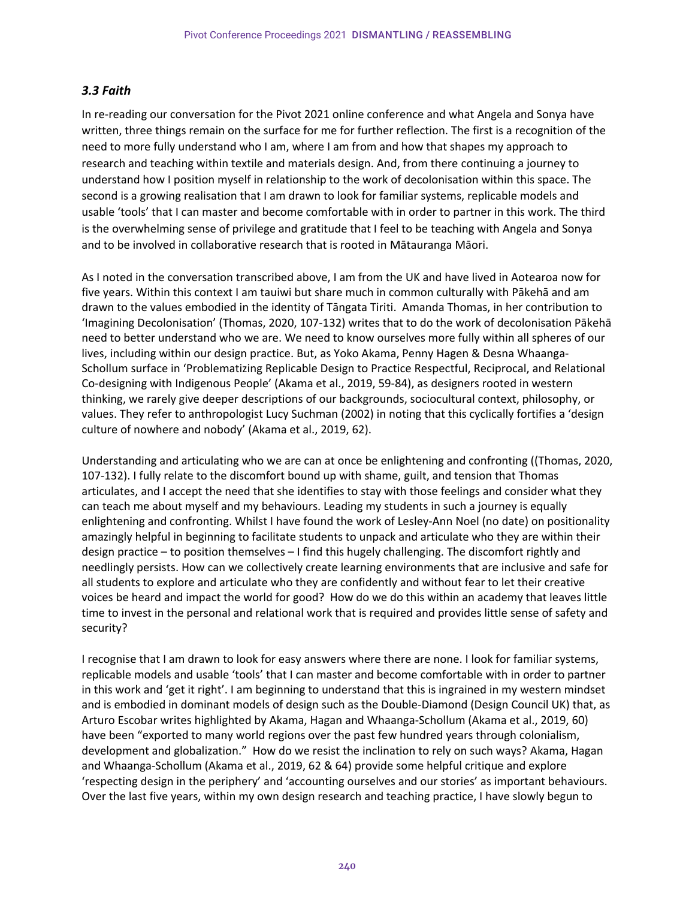### *3.3 Faith*

In re-reading our conversation for the Pivot 2021 online conference and what Angela and Sonya have written, three things remain on the surface for me for further reflection. The first is a recognition of the need to more fully understand who I am, where I am from and how that shapes my approach to research and teaching within textile and materials design. And, from there continuing a journey to understand how I position myself in relationship to the work of decolonisation within this space. The second is a growing realisation that I am drawn to look for familiar systems, replicable models and usable 'tools' that I can master and become comfortable with in order to partner in this work. The third is the overwhelming sense of privilege and gratitude that I feel to be teaching with Angela and Sonya and to be involved in collaborative research that is rooted in Mātauranga Māori.

As I noted in the conversation transcribed above, I am from the UK and have lived in Aotearoa now for five years. Within this context I am tauiwi but share much in common culturally with Pākehā and am drawn to the values embodied in the identity of Tāngata Tiriti. Amanda Thomas, in her contribution to 'Imagining Decolonisation' (Thomas, 2020, 107-132) writes that to do the work of decolonisation Pākehā need to better understand who we are. We need to know ourselves more fully within all spheres of our lives, including within our design practice. But, as Yoko Akama, Penny Hagen & Desna Whaanga-Schollum surface in 'Problematizing Replicable Design to Practice Respectful, Reciprocal, and Relational Co-designing with Indigenous People' (Akama et al., 2019, 59-84), as designers rooted in western thinking, we rarely give deeper descriptions of our backgrounds, sociocultural context, philosophy, or values. They refer to anthropologist Lucy Suchman (2002) in noting that this cyclically fortifies a 'design culture of nowhere and nobody' (Akama et al., 2019, 62).

Understanding and articulating who we are can at once be enlightening and confronting ((Thomas, 2020, 107-132). I fully relate to the discomfort bound up with shame, guilt, and tension that Thomas articulates, and I accept the need that she identifies to stay with those feelings and consider what they can teach me about myself and my behaviours. Leading my students in such a journey is equally enlightening and confronting. Whilst I have found the work of Lesley-Ann Noel (no date) on positionality amazingly helpful in beginning to facilitate students to unpack and articulate who they are within their design practice – to position themselves – I find this hugely challenging. The discomfort rightly and needlingly persists. How can we collectively create learning environments that are inclusive and safe for all students to explore and articulate who they are confidently and without fear to let their creative voices be heard and impact the world for good? How do we do this within an academy that leaves little time to invest in the personal and relational work that is required and provides little sense of safety and security?

I recognise that I am drawn to look for easy answers where there are none. I look for familiar systems, replicable models and usable 'tools' that I can master and become comfortable with in order to partner in this work and 'get it right'. I am beginning to understand that this is ingrained in my western mindset and is embodied in dominant models of design such as the Double-Diamond (Design Council UK) that, as Arturo Escobar writes highlighted by Akama, Hagan and Whaanga-Schollum (Akama et al., 2019, 60) have been "exported to many world regions over the past few hundred years through colonialism, development and globalization." How do we resist the inclination to rely on such ways? Akama, Hagan and Whaanga-Schollum (Akama et al., 2019, 62 & 64) provide some helpful critique and explore 'respecting design in the periphery' and 'accounting ourselves and our stories' as important behaviours. Over the last five years, within my own design research and teaching practice, I have slowly begun to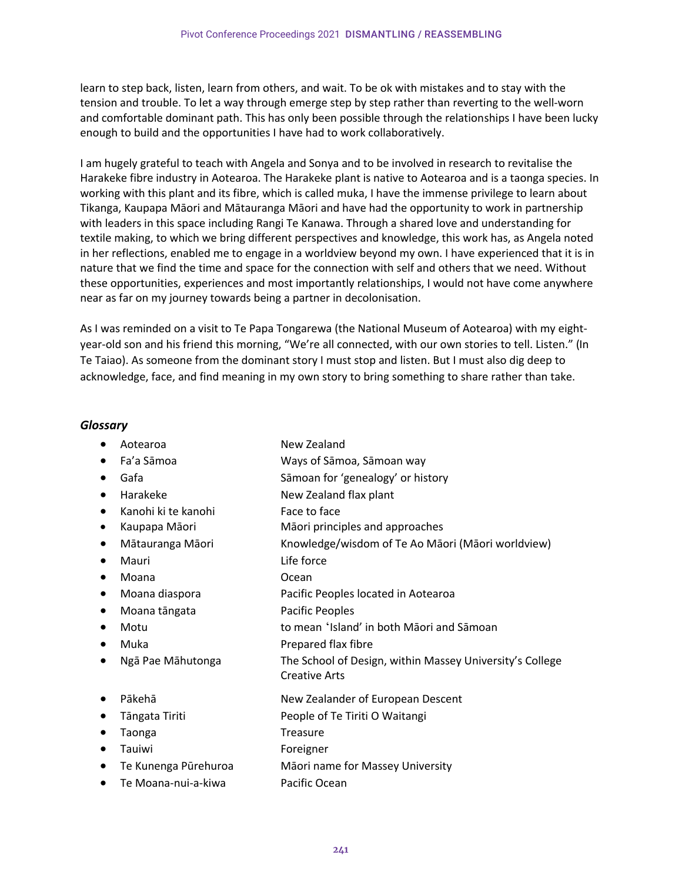learn to step back, listen, learn from others, and wait. To be ok with mistakes and to stay with the tension and trouble. To let a way through emerge step by step rather than reverting to the well-worn and comfortable dominant path. This has only been possible through the relationships I have been lucky enough to build and the opportunities I have had to work collaboratively.

I am hugely grateful to teach with Angela and Sonya and to be involved in research to revitalise the Harakeke fibre industry in Aotearoa. The Harakeke plant is native to Aotearoa and is a taonga species. In working with this plant and its fibre, which is called muka, I have the immense privilege to learn about Tikanga, Kaupapa Māori and Mātauranga Māori and have had the opportunity to work in partnership with leaders in this space including Rangi Te Kanawa. Through a shared love and understanding for textile making, to which we bring different perspectives and knowledge, this work has, as Angela noted in her reflections, enabled me to engage in a worldview beyond my own. I have experienced that it is in nature that we find the time and space for the connection with self and others that we need. Without these opportunities, experiences and most importantly relationships, I would not have come anywhere near as far on my journey towards being a partner in decolonisation.

As I was reminded on a visit to Te Papa Tongarewa (the National Museum of Aotearoa) with my eight-year-old son and his friend this morning, "We're all connected, with our own stories to tell. Listen." (In Te Taiao). As someone from the dominant story I must stop and listen. But I must also dig deep to acknowledge, face, and find meaning in my own story to bring something to share rather than take.

### *Glossary*

- Aotearoa — New Zealand
- Fa'a Sāmoa — Ways of Sāmoa, Sāmoan way
- Gafa — Sāmoan for 'genealogy' or history
- Harakeke — New Zealand flax plant
- Kanohi ki te kanohi — Face to face
- Kaupapa Māori — Māori principles and approaches
- Mātauranga Māori — Knowledge/wisdom of Te Ao Māori (Māori worldview)
- Mauri — Life force
- Moana — Ocean
- Moana diaspora — Pacific Peoples located in Aotearoa
- Moana tāngata — Pacific Peoples
- Motu — to mean 'Island' in both Māori and Sāmoan
- Muka — Prepared flax fibre
- Ngā Pae Māhutonga — The School of Design, within Massey University's College Creative Arts
- Pākehā — New Zealander of European Descent
- Tāngata Tiriti — People of Te Tiriti O Waitangi
- Taonga — Treasure
- Tauiwi — Foreigner
- Te Kunenga Pūrehuroa — Māori name for Massey University
- Te Moana-nui-a-kiwa — Pacific Ocean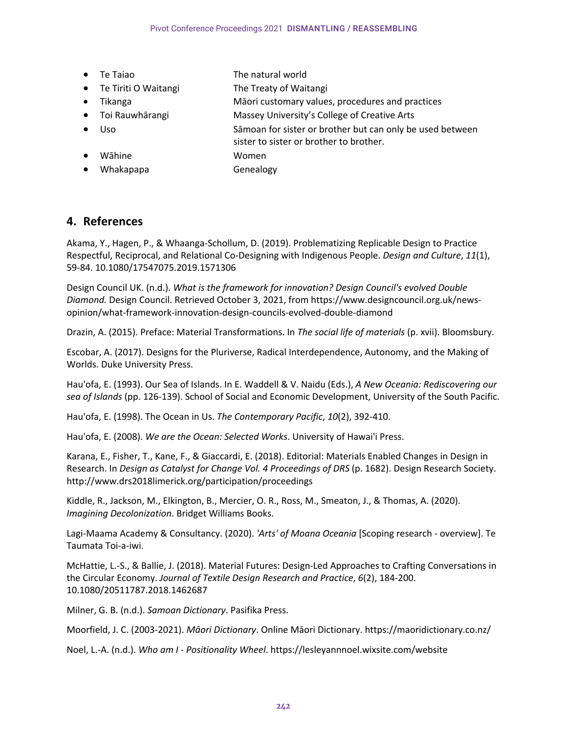- Te Taiao — The natural world
- Te Tiriti O Waitangi — The Treaty of Waitangi
- Tikanga — Māori customary values, procedures and practices
- Toi Rauwhārangi — Massey University's College of Creative Arts
- Uso — Sāmoan for sister or brother but can only be used between sister to sister or brother to brother.
- Wāhine — Women
- Whakapapa — Genealogy

## 4. References

Akama, Y., Hagen, P., & Whaanga-Schollum, D. (2019). Problematizing Replicable Design to Practice Respectful, Reciprocal, and Relational Co-Designing with Indigenous People. *Design and Culture*, *11*(1), 59-84. 10.1080/17547075.2019.1571306

Design Council UK. (n.d.). *What is the framework for innovation? Design Council's evolved Double Diamond.* Design Council. Retrieved October 3, 2021, from https://www.designcouncil.org.uk/news-opinion/what-framework-innovation-design-councils-evolved-double-diamond

Drazin, A. (2015). Preface: Material Transformations. In *The social life of materials* (p. xvii). Bloomsbury.

Escobar, A. (2017). Designs for the Pluriverse, Radical Interdependence, Autonomy, and the Making of Worlds. Duke University Press.

Hau'ofa, E. (1993). Our Sea of Islands. In E. Waddell & V. Naidu (Eds.), *A New Oceania: Rediscovering our sea of Islands* (pp. 126-139). School of Social and Economic Development, University of the South Pacific.

Hau'ofa, E. (1998). The Ocean in Us. *The Contemporary Pacific*, *10*(2), 392-410.

Hau'ofa, E. (2008). *We are the Ocean: Selected Works*. University of Hawai'i Press.

Karana, E., Fisher, T., Kane, F., & Giaccardi, E. (2018). Editorial: Materials Enabled Changes in Design in Research. In *Design as Catalyst for Change Vol. 4 Proceedings of DRS* (p. 1682). Design Research Society. http://www.drs2018limerick.org/participation/proceedings

Kiddle, R., Jackson, M., Elkington, B., Mercier, O. R., Ross, M., Smeaton, J., & Thomas, A. (2020). *Imagining Decolonization*. Bridget Williams Books.

Lagi-Maama Academy & Consultancy. (2020). *'Arts' of Moana Oceania* [Scoping research - overview]. Te Taumata Toi-a-iwi.

McHattie, L.-S., & Ballie, J. (2018). Material Futures: Design-Led Approaches to Crafting Conversations in the Circular Economy. *Journal of Textile Design Research and Practice*, *6*(2), 184-200. 10.1080/20511787.2018.1462687

Milner, G. B. (n.d.). *Samoan Dictionary*. Pasifika Press.

Moorfield, J. C. (2003-2021). *Māori Dictionary*. Online Māori Dictionary. https://maoridictionary.co.nz/

Noel, L.-A. (n.d.). *Who am I - Positionality Wheel*. https://lesleyannnoel.wixsite.com/website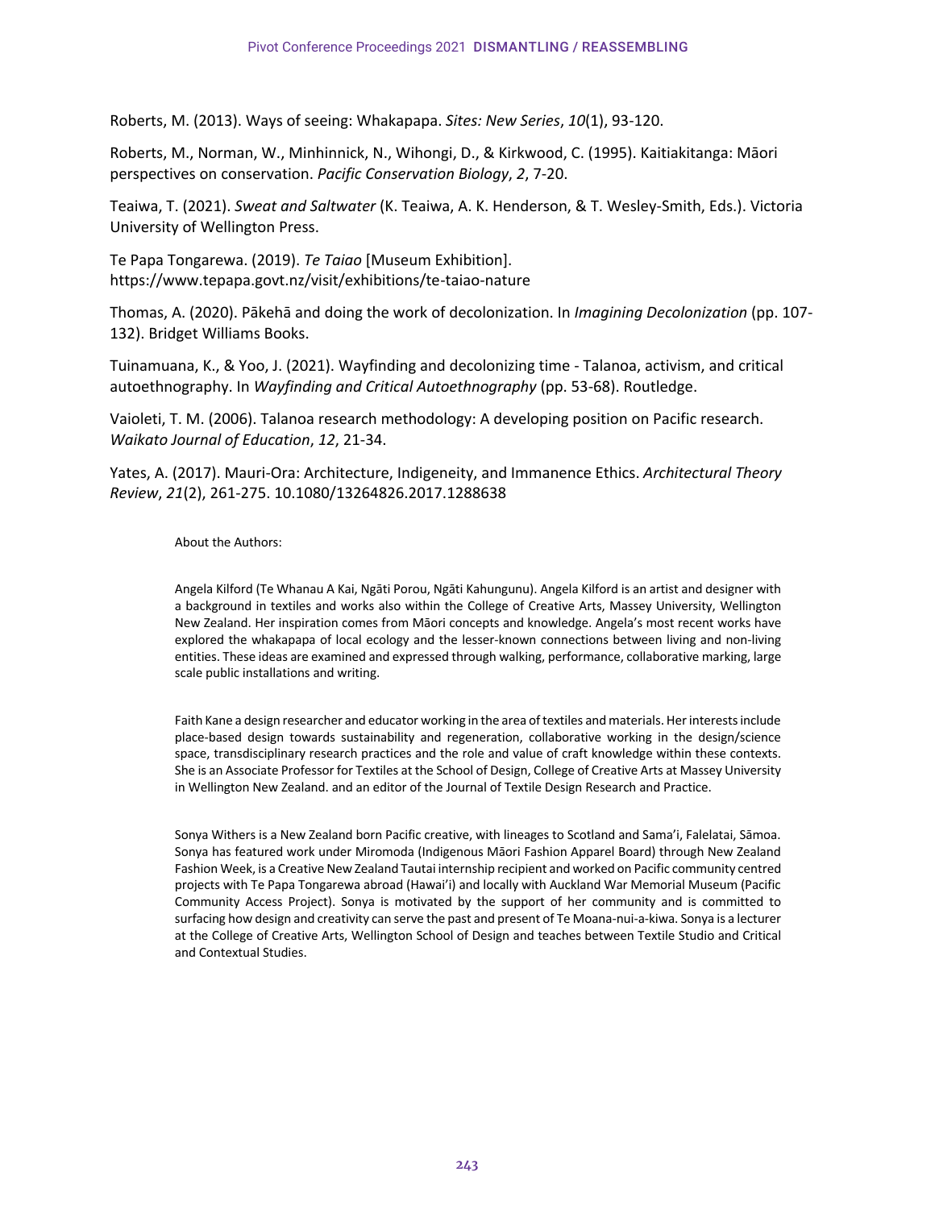Roberts, M. (2013). Ways of seeing: Whakapapa. *Sites: New Series*, *10*(1), 93-120.

Roberts, M., Norman, W., Minhinnick, N., Wihongi, D., & Kirkwood, C. (1995). Kaitiakitanga: Māori perspectives on conservation. *Pacific Conservation Biology*, *2*, 7-20.

Teaiwa, T. (2021). *Sweat and Saltwater* (K. Teaiwa, A. K. Henderson, & T. Wesley-Smith, Eds.). Victoria University of Wellington Press.

Te Papa Tongarewa. (2019). *Te Taiao* [Museum Exhibition]. https://www.tepapa.govt.nz/visit/exhibitions/te-taiao-nature

Thomas, A. (2020). Pākehā and doing the work of decolonization. In *Imagining Decolonization* (pp. 107-132). Bridget Williams Books.

Tuinamuana, K., & Yoo, J. (2021). Wayfinding and decolonizing time - Talanoa, activism, and critical autoethnography. In *Wayfinding and Critical Autoethnography* (pp. 53-68). Routledge.

Vaioleti, T. M. (2006). Talanoa research methodology: A developing position on Pacific research. *Waikato Journal of Education*, *12*, 21-34.

Yates, A. (2017). Mauri-Ora: Architecture, Indigeneity, and Immanence Ethics. *Architectural Theory Review*, *21*(2), 261-275. 10.1080/13264826.2017.1288638

About the Authors:

Angela Kilford (Te Whanau A Kai, Ngāti Porou, Ngāti Kahungunu). Angela Kilford is an artist and designer with a background in textiles and works also within the College of Creative Arts, Massey University, Wellington New Zealand. Her inspiration comes from Māori concepts and knowledge. Angela's most recent works have explored the whakapapa of local ecology and the lesser-known connections between living and non-living entities. These ideas are examined and expressed through walking, performance, collaborative marking, large scale public installations and writing.

Faith Kane a design researcher and educator working in the area of textiles and materials. Her interests include place-based design towards sustainability and regeneration, collaborative working in the design/science space, transdisciplinary research practices and the role and value of craft knowledge within these contexts. She is an Associate Professor for Textiles at the School of Design, College of Creative Arts at Massey University in Wellington New Zealand. and an editor of the Journal of Textile Design Research and Practice.

Sonya Withers is a New Zealand born Pacific creative, with lineages to Scotland and Sama'i, Falelatai, Sāmoa. Sonya has featured work under Miromoda (Indigenous Māori Fashion Apparel Board) through New Zealand Fashion Week, is a Creative New Zealand Tautai internship recipient and worked on Pacific community centred projects with Te Papa Tongarewa abroad (Hawai'i) and locally with Auckland War Memorial Museum (Pacific Community Access Project). Sonya is motivated by the support of her community and is committed to surfacing how design and creativity can serve the past and present of Te Moana-nui-a-kiwa. Sonya is a lecturer at the College of Creative Arts, Wellington School of Design and teaches between Textile Studio and Critical and Contextual Studies.